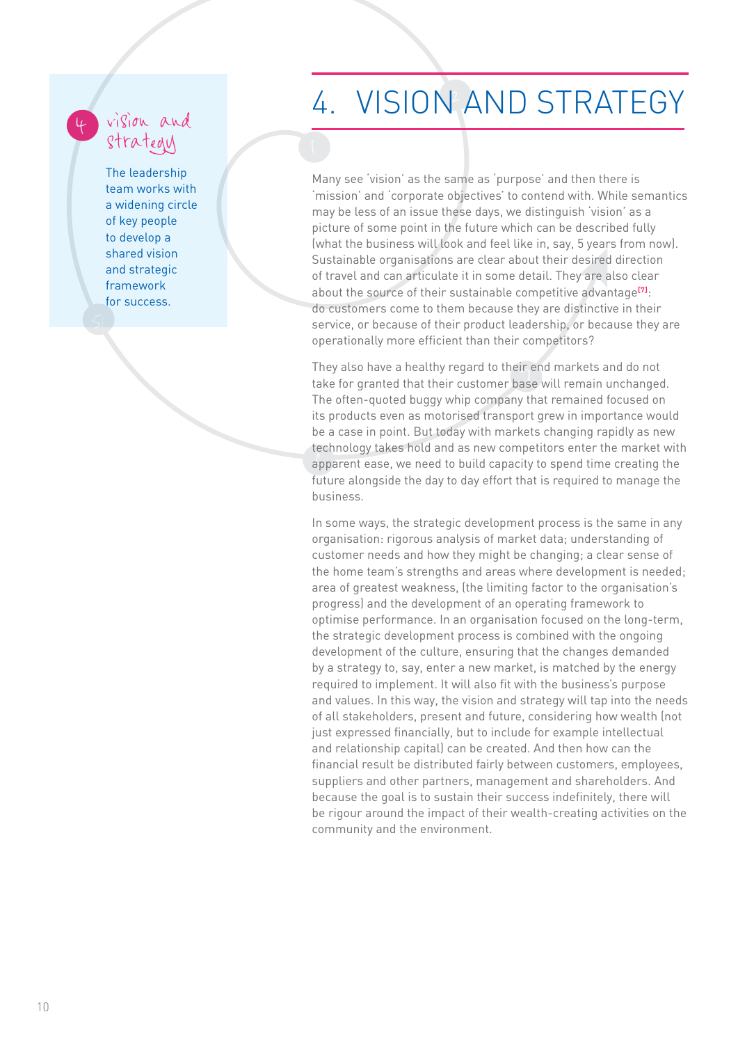# 4. VISION AND STRATEGY

**4 vision and strategy**

The leadership team works with a widening circle of key people to develop a shared vision and strategic framework for success.

Many see 'vision' as the same as 'purpose' and then there is 'mission' and 'corporate objectives' to contend with. While semantics may be less of an issue these days, we distinguish 'vision' as a picture of some point in the future which can be described fully (what the business will look and feel like in, say, 5 years from now). Sustainable organisations are clear about their desired direction of travel and can articulate it in some detail. They are also clear about the source of their sustainable competitive advantage[7]: do customers come to them because they are distinctive in their service, or because of their product leadership, or because they are operationally more efficient than their competitors?

They also have a healthy regard to their end markets and do not take for granted that their customer base will remain unchanged. The often-quoted buggy whip company that remained focused on its products even as motorised transport grew in importance would be a case in point. But today with markets changing rapidly as new technology takes hold and as new competitors enter the market with apparent ease, we need to build capacity to spend time creating the future alongside the day to day effort that is required to manage the business.

In some ways, the strategic development process is the same in any organisation: rigorous analysis of market data; understanding of customer needs and how they might be changing; a clear sense of the home team's strengths and areas where development is needed; area of greatest weakness, (the limiting factor to the organisation's progress) and the development of an operating framework to optimise performance. In an organisation focused on the long-term, the strategic development process is combined with the ongoing development of the culture, ensuring that the changes demanded by a strategy to, say, enter a new market, is matched by the energy required to implement. It will also fit with the business's purpose and values. In this way, the vision and strategy will tap into the needs of all stakeholders, present and future, considering how wealth (not just expressed financially, but to include for example intellectual and relationship capital) can be created. And then how can the financial result be distributed fairly between customers, employees, suppliers and other partners, management and shareholders. And because the goal is to sustain their success indefinitely, there will be rigour around the impact of their wealth-creating activities on the community and the environment.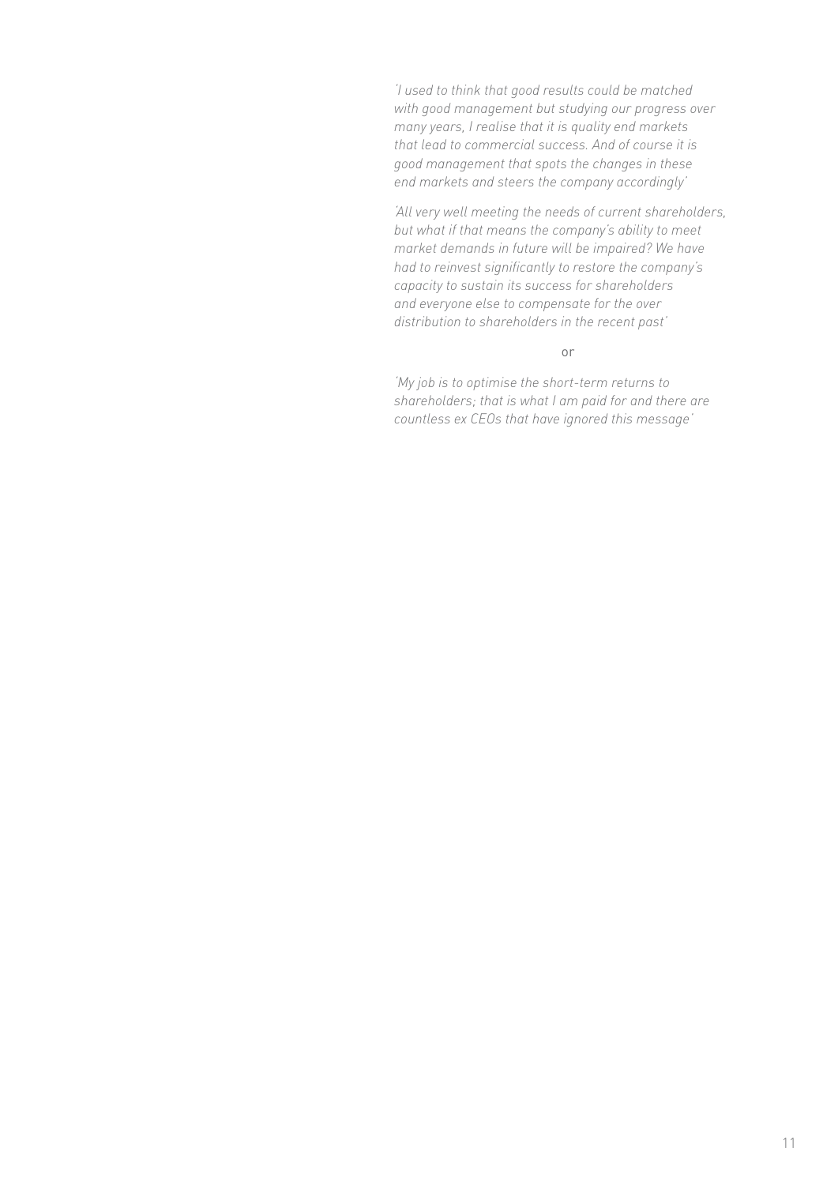*'I used to think that good results could be matched with good management but studying our progress over many years, I realise that it is quality end markets that lead to commercial success. And of course it is good management that spots the changes in these end markets and steers the company accordingly'*

*'All very well meeting the needs of current shareholders, but what if that means the company's ability to meet market demands in future will be impaired? We have had to reinvest significantly to restore the company's capacity to sustain its success for shareholders and everyone else to compensate for the over distribution to shareholders in the recent past'*

or

*'My job is to optimise the short-term returns to shareholders; that is what I am paid for and there are countless ex CEOs that have ignored this message'*